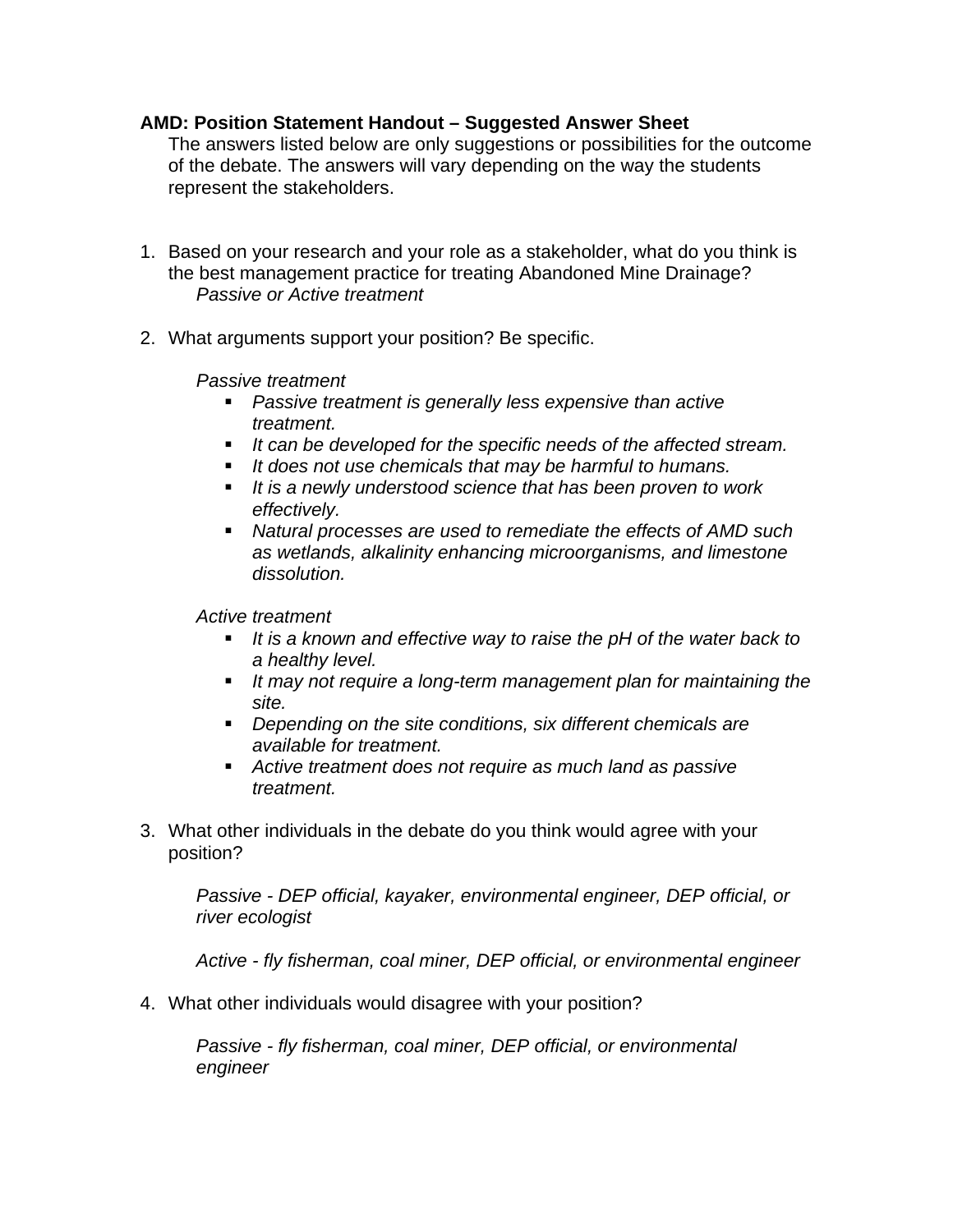**AMD: Position Statement Handout – Suggested Answer Sheet**

The answers listed below are only suggestions or possibilities for the outcome of the debate. The answers will vary depending on the way the students represent the stakeholders.

1. Based on your research and your role as a stakeholder, what do you think is the best management practice for treating Abandoned Mine Drainage?

   *Passive or Active treatment*

2. What arguments support your position? Be specific.

   *Passive treatment*

   - *Passive treatment is generally less expensive than active treatment.*
   - *It can be developed for the specific needs of the affected stream.*
   - *It does not use chemicals that may be harmful to humans.*
   - *It is a newly understood science that has been proven to work effectively.*
   - *Natural processes are used to remediate the effects of AMD such as wetlands, alkalinity enhancing microorganisms, and limestone dissolution.*

   *Active treatment*

   - *It is a known and effective way to raise the pH of the water back to a healthy level.*
   - *It may not require a long-term management plan for maintaining the site.*
   - *Depending on the site conditions, six different chemicals are available for treatment.*
   - *Active treatment does not require as much land as passive treatment.*

3. What other individuals in the debate do you think would agree with your position?

   *Passive - DEP official, kayaker, environmental engineer, DEP official, or river ecologist*

   *Active - fly fisherman, coal miner, DEP official, or environmental engineer*

4. What other individuals would disagree with your position?

   *Passive - fly fisherman, coal miner, DEP official, or environmental engineer*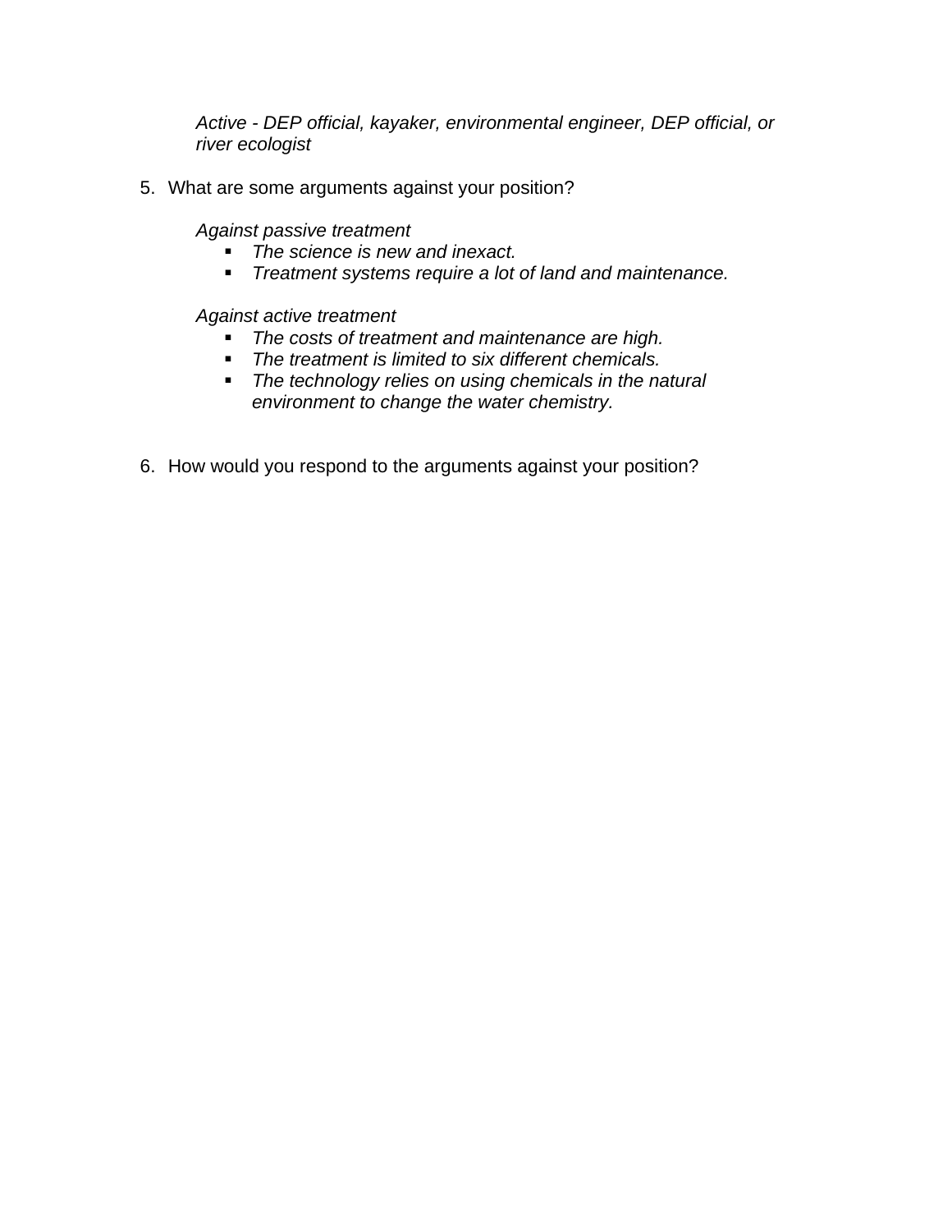*Active - DEP official, kayaker, environmental engineer, DEP official, or river ecologist*

5. What are some arguments against your position?

   *Against passive treatment*
   - *The science is new and inexact.*
   - *Treatment systems require a lot of land and maintenance.*

   *Against active treatment*
   - *The costs of treatment and maintenance are high.*
   - *The treatment is limited to six different chemicals.*
   - *The technology relies on using chemicals in the natural environment to change the water chemistry.*

6. How would you respond to the arguments against your position?